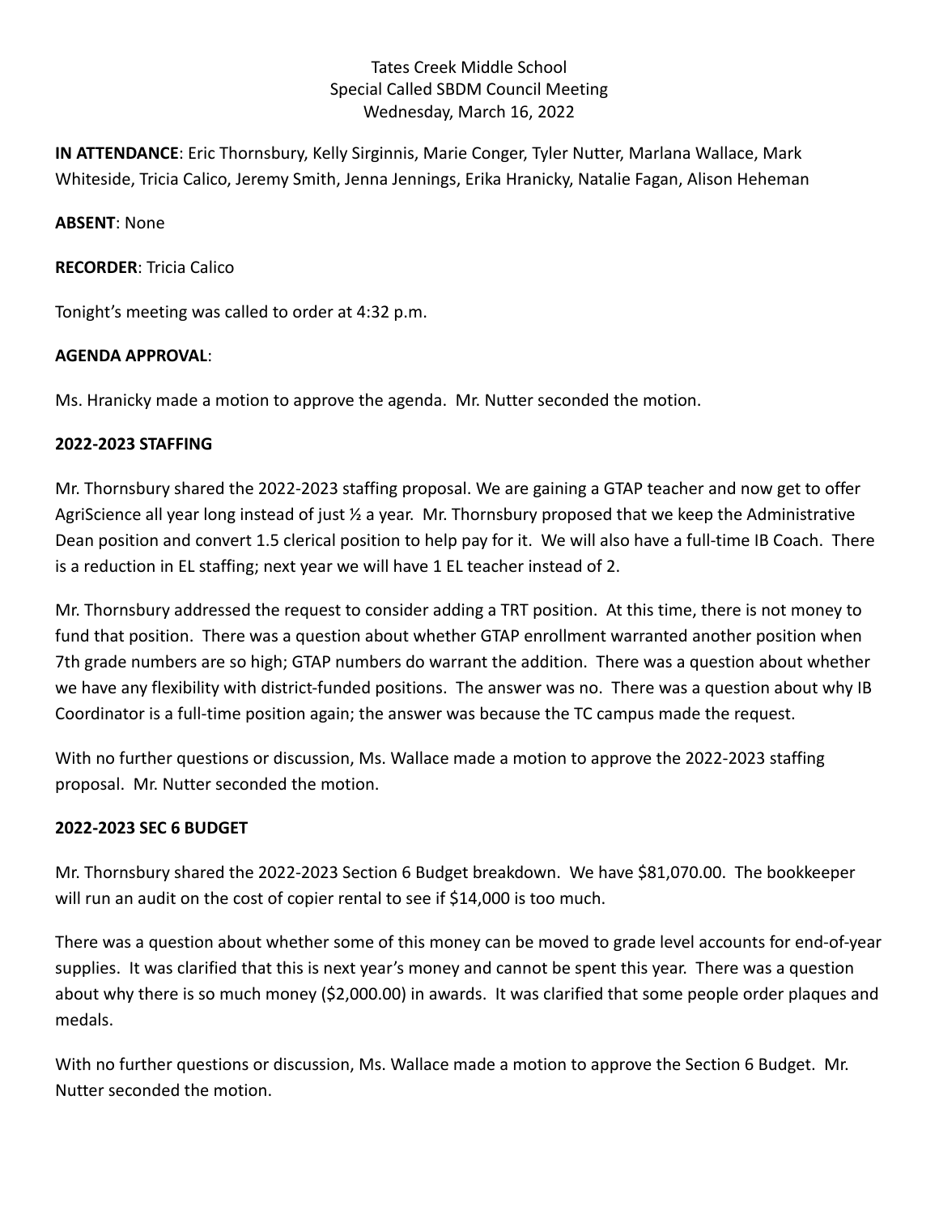Tates Creek Middle School
Special Called SBDM Council Meeting
Wednesday, March 16, 2022

**IN ATTENDANCE**: Eric Thornsbury, Kelly Sirginnis, Marie Conger, Tyler Nutter, Marlana Wallace, Mark Whiteside, Tricia Calico, Jeremy Smith, Jenna Jennings, Erika Hranicky, Natalie Fagan, Alison Heheman

**ABSENT**: None

**RECORDER**: Tricia Calico

Tonight's meeting was called to order at 4:32 p.m.

**AGENDA APPROVAL**:

Ms. Hranicky made a motion to approve the agenda. Mr. Nutter seconded the motion.

**2022-2023 STAFFING**

Mr. Thornsbury shared the 2022-2023 staffing proposal. We are gaining a GTAP teacher and now get to offer AgriScience all year long instead of just ½ a year. Mr. Thornsbury proposed that we keep the Administrative Dean position and convert 1.5 clerical position to help pay for it. We will also have a full-time IB Coach. There is a reduction in EL staffing; next year we will have 1 EL teacher instead of 2.

Mr. Thornsbury addressed the request to consider adding a TRT position. At this time, there is not money to fund that position. There was a question about whether GTAP enrollment warranted another position when 7th grade numbers are so high; GTAP numbers do warrant the addition. There was a question about whether we have any flexibility with district-funded positions. The answer was no. There was a question about why IB Coordinator is a full-time position again; the answer was because the TC campus made the request.

With no further questions or discussion, Ms. Wallace made a motion to approve the 2022-2023 staffing proposal. Mr. Nutter seconded the motion.

**2022-2023 SEC 6 BUDGET**

Mr. Thornsbury shared the 2022-2023 Section 6 Budget breakdown. We have $81,070.00. The bookkeeper will run an audit on the cost of copier rental to see if $14,000 is too much.

There was a question about whether some of this money can be moved to grade level accounts for end-of-year supplies. It was clarified that this is next year's money and cannot be spent this year. There was a question about why there is so much money ($2,000.00) in awards. It was clarified that some people order plaques and medals.

With no further questions or discussion, Ms. Wallace made a motion to approve the Section 6 Budget. Mr. Nutter seconded the motion.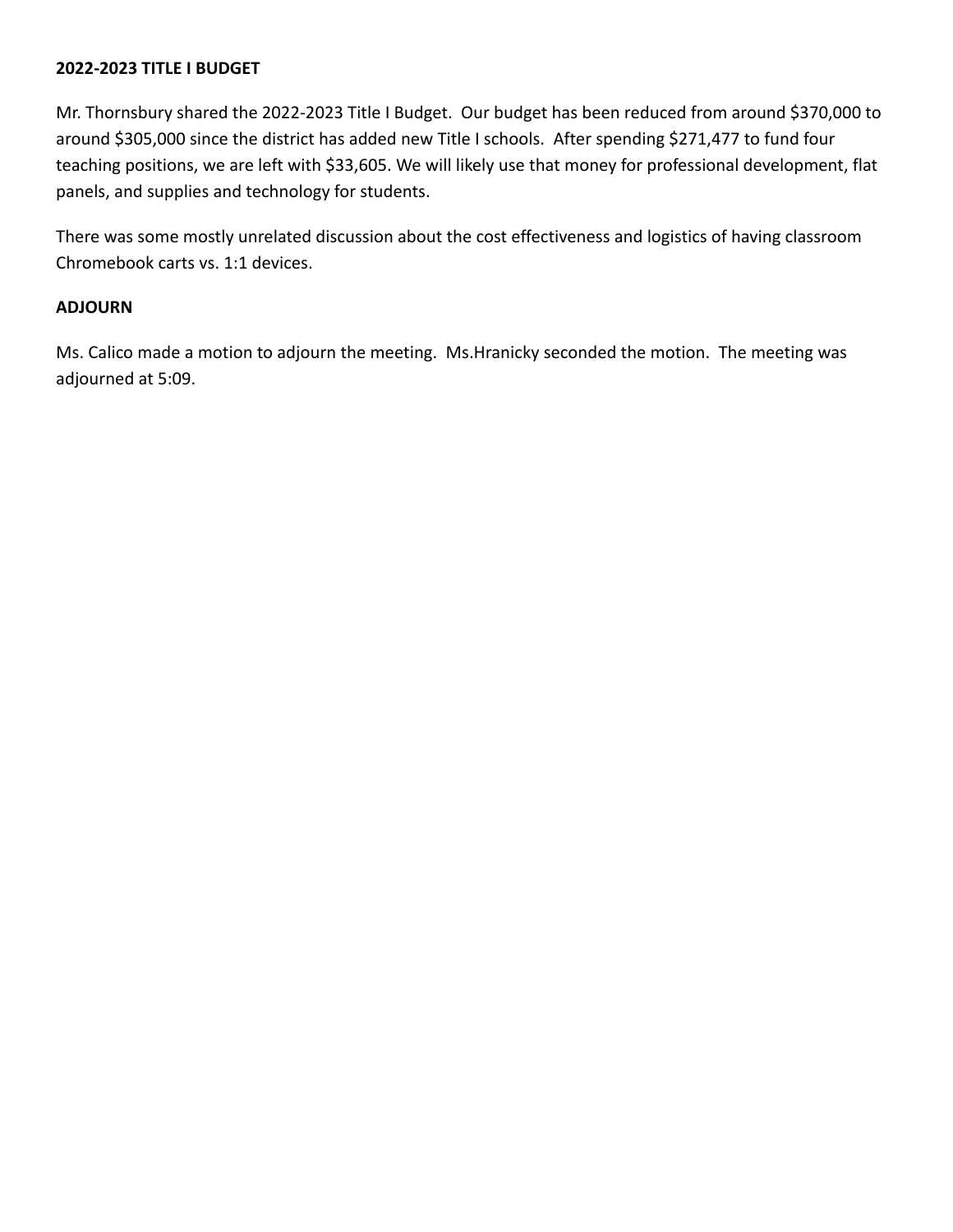**2022-2023 TITLE I BUDGET**

Mr. Thornsbury shared the 2022-2023 Title I Budget. Our budget has been reduced from around $370,000 to around $305,000 since the district has added new Title I schools. After spending $271,477 to fund four teaching positions, we are left with $33,605. We will likely use that money for professional development, flat panels, and supplies and technology for students.

There was some mostly unrelated discussion about the cost effectiveness and logistics of having classroom Chromebook carts vs. 1:1 devices.

**ADJOURN**

Ms. Calico made a motion to adjourn the meeting. Ms.Hranicky seconded the motion. The meeting was adjourned at 5:09.